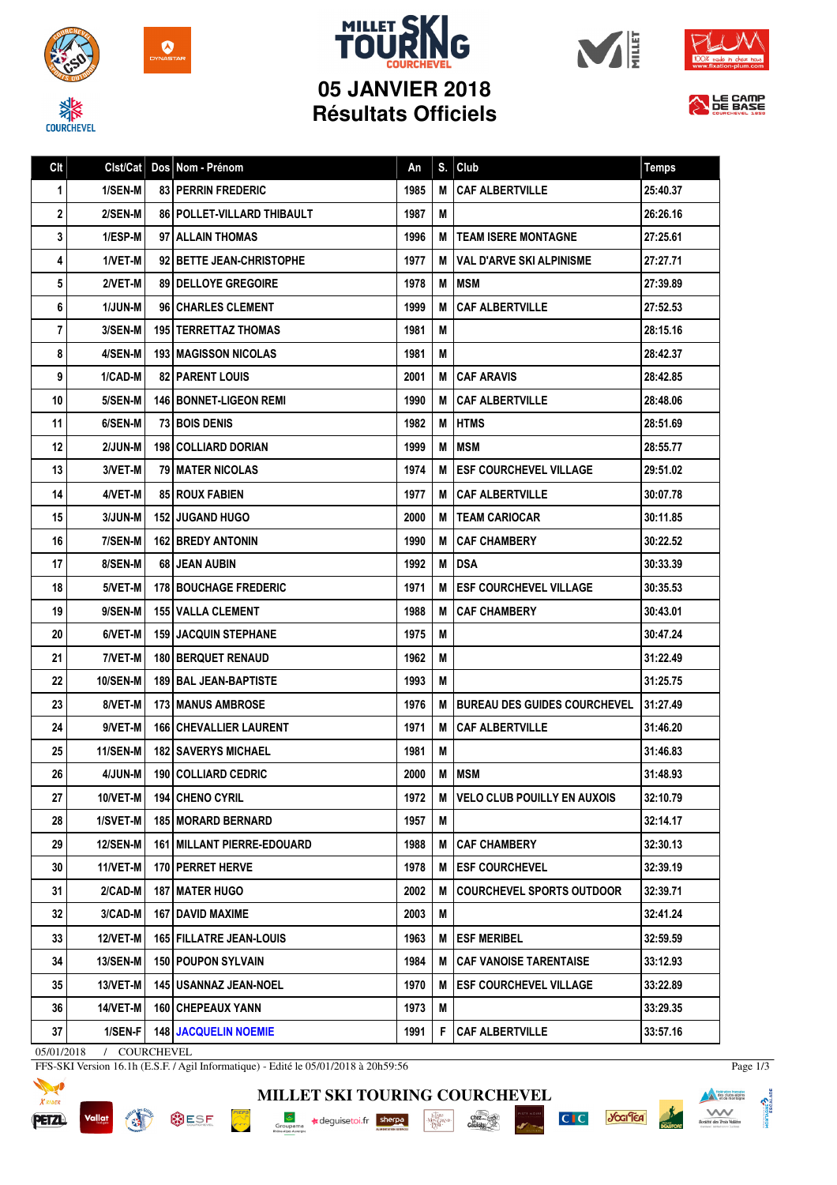# MILLET SKI TOURING COURCHEVEL

## 05 JANVIER 2018
## Résultats Officiels

| Clt | Clst/Cat | Dos | Nom - Prénom | An | S. | Club | Temps |
|---|---|---|---|---|---|---|---|
| 1 | 1/SEN-M | 83 | PERRIN FREDERIC | 1985 | M | CAF ALBERTVILLE | 25:40.37 |
| 2 | 2/SEN-M | 86 | POLLET-VILLARD THIBAULT | 1987 | M | | 26:26.16 |
| 3 | 1/ESP-M | 97 | ALLAIN THOMAS | 1996 | M | TEAM ISERE MONTAGNE | 27:25.61 |
| 4 | 1/VET-M | 92 | BETTE JEAN-CHRISTOPHE | 1977 | M | VAL D'ARVE SKI ALPINISME | 27:27.71 |
| 5 | 2/VET-M | 89 | DELLOYE GREGOIRE | 1978 | M | MSM | 27:39.89 |
| 6 | 1/JUN-M | 96 | CHARLES CLEMENT | 1999 | M | CAF ALBERTVILLE | 27:52.53 |
| 7 | 3/SEN-M | 195 | TERRETTAZ THOMAS | 1981 | M | | 28:15.16 |
| 8 | 4/SEN-M | 193 | MAGISSON NICOLAS | 1981 | M | | 28:42.37 |
| 9 | 1/CAD-M | 82 | PARENT LOUIS | 2001 | M | CAF ARAVIS | 28:42.85 |
| 10 | 5/SEN-M | 146 | BONNET-LIGEON REMI | 1990 | M | CAF ALBERTVILLE | 28:48.06 |
| 11 | 6/SEN-M | 73 | BOIS DENIS | 1982 | M | HTMS | 28:51.69 |
| 12 | 2/JUN-M | 198 | COLLIARD DORIAN | 1999 | M | MSM | 28:55.77 |
| 13 | 3/VET-M | 79 | MATER NICOLAS | 1974 | M | ESF COURCHEVEL VILLAGE | 29:51.02 |
| 14 | 4/VET-M | 85 | ROUX FABIEN | 1977 | M | CAF ALBERTVILLE | 30:07.78 |
| 15 | 3/JUN-M | 152 | JUGAND HUGO | 2000 | M | TEAM CARIOCAR | 30:11.85 |
| 16 | 7/SEN-M | 162 | BREDY ANTONIN | 1990 | M | CAF CHAMBERY | 30:22.52 |
| 17 | 8/SEN-M | 68 | JEAN AUBIN | 1992 | M | DSA | 30:33.39 |
| 18 | 5/VET-M | 178 | BOUCHAGE FREDERIC | 1971 | M | ESF COURCHEVEL VILLAGE | 30:35.53 |
| 19 | 9/SEN-M | 155 | VALLA CLEMENT | 1988 | M | CAF CHAMBERY | 30:43.01 |
| 20 | 6/VET-M | 159 | JACQUIN STEPHANE | 1975 | M | | 30:47.24 |
| 21 | 7/VET-M | 180 | BERQUET RENAUD | 1962 | M | | 31:22.49 |
| 22 | 10/SEN-M | 189 | BAL JEAN-BAPTISTE | 1993 | M | | 31:25.75 |
| 23 | 8/VET-M | 173 | MANUS AMBROSE | 1976 | M | BUREAU DES GUIDES COURCHEVEL | 31:27.49 |
| 24 | 9/VET-M | 166 | CHEVALLIER LAURENT | 1971 | M | CAF ALBERTVILLE | 31:46.20 |
| 25 | 11/SEN-M | 182 | SAVERYS MICHAEL | 1981 | M | | 31:46.83 |
| 26 | 4/JUN-M | 190 | COLLIARD CEDRIC | 2000 | M | MSM | 31:48.93 |
| 27 | 10/VET-M | 194 | CHENO CYRIL | 1972 | M | VELO CLUB POUILLY EN AUXOIS | 32:10.79 |
| 28 | 1/SVET-M | 185 | MORARD BERNARD | 1957 | M | | 32:14.17 |
| 29 | 12/SEN-M | 161 | MILLANT PIERRE-EDOUARD | 1988 | M | CAF CHAMBERY | 32:30.13 |
| 30 | 11/VET-M | 170 | PERRET HERVE | 1978 | M | ESF COURCHEVEL | 32:39.19 |
| 31 | 2/CAD-M | 187 | MATER HUGO | 2002 | M | COURCHEVEL SPORTS OUTDOOR | 32:39.71 |
| 32 | 3/CAD-M | 167 | DAVID MAXIME | 2003 | M | | 32:41.24 |
| 33 | 12/VET-M | 165 | FILLATRE JEAN-LOUIS | 1963 | M | ESF MERIBEL | 32:59.59 |
| 34 | 13/SEN-M | 150 | POUPON SYLVAIN | 1984 | M | CAF VANOISE TARENTAISE | 33:12.93 |
| 35 | 13/VET-M | 145 | USANNAZ JEAN-NOEL | 1970 | M | ESF COURCHEVEL VILLAGE | 33:22.89 |
| 36 | 14/VET-M | 160 | CHEPEAUX YANN | 1973 | M | | 33:29.35 |
| 37 | 1/SEN-F | 148 | JACQUELIN NOEMIE | 1991 | F | CAF ALBERTVILLE | 33:57.16 |

05/01/2018 / COURCHEVEL

FFS-SKI Version 16.1h (E.S.F. / Agil Informatique) - Edité le 05/01/2018 à 20h59:56

MILLET SKI TOURING COURCHEVEL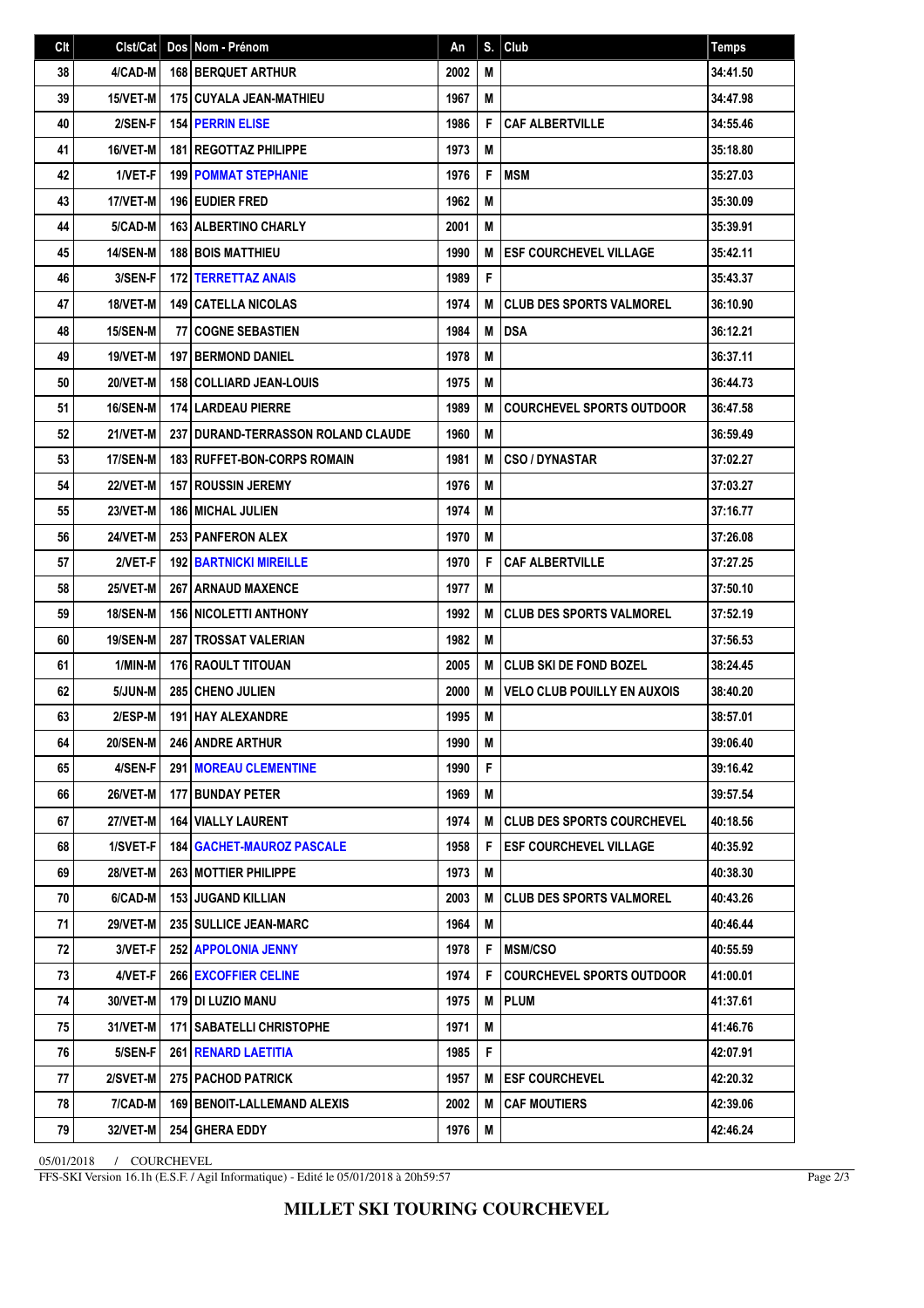| Clt | Clst/Cat | Dos | Nom - Prénom | An | S. | Club | Temps |
|---|---|---|---|---|---|---|---|
| 38 | 4/CAD-M | 168 | BERQUET ARTHUR | 2002 | M | | 34:41.50 |
| 39 | 15/VET-M | 175 | CUYALA JEAN-MATHIEU | 1967 | M | | 34:47.98 |
| 40 | 2/SEN-F | 154 | PERRIN ELISE | 1986 | F | CAF ALBERTVILLE | 34:55.46 |
| 41 | 16/VET-M | 181 | REGOTTAZ PHILIPPE | 1973 | M | | 35:18.80 |
| 42 | 1/VET-F | 199 | POMMAT STEPHANIE | 1976 | F | MSM | 35:27.03 |
| 43 | 17/VET-M | 196 | EUDIER FRED | 1962 | M | | 35:30.09 |
| 44 | 5/CAD-M | 163 | ALBERTINO CHARLY | 2001 | M | | 35:39.91 |
| 45 | 14/SEN-M | 188 | BOIS MATTHIEU | 1990 | M | ESF COURCHEVEL VILLAGE | 35:42.11 |
| 46 | 3/SEN-F | 172 | TERRETTAZ ANAIS | 1989 | F | | 35:43.37 |
| 47 | 18/VET-M | 149 | CATELLA NICOLAS | 1974 | M | CLUB DES SPORTS VALMOREL | 36:10.90 |
| 48 | 15/SEN-M | 77 | COGNE SEBASTIEN | 1984 | M | DSA | 36:12.21 |
| 49 | 19/VET-M | 197 | BERMOND DANIEL | 1978 | M | | 36:37.11 |
| 50 | 20/VET-M | 158 | COLLIARD JEAN-LOUIS | 1975 | M | | 36:44.73 |
| 51 | 16/SEN-M | 174 | LARDEAU PIERRE | 1989 | M | COURCHEVEL SPORTS OUTDOOR | 36:47.58 |
| 52 | 21/VET-M | 237 | DURAND-TERRASSON ROLAND CLAUDE | 1960 | M | | 36:59.49 |
| 53 | 17/SEN-M | 183 | RUFFET-BON-CORPS ROMAIN | 1981 | M | CSO / DYNASTAR | 37:02.27 |
| 54 | 22/VET-M | 157 | ROUSSIN JEREMY | 1976 | M | | 37:03.27 |
| 55 | 23/VET-M | 186 | MICHAL JULIEN | 1974 | M | | 37:16.77 |
| 56 | 24/VET-M | 253 | PANFERON ALEX | 1970 | M | | 37:26.08 |
| 57 | 2/VET-F | 192 | BARTNICKI MIREILLE | 1970 | F | CAF ALBERTVILLE | 37:27.25 |
| 58 | 25/VET-M | 267 | ARNAUD MAXENCE | 1977 | M | | 37:50.10 |
| 59 | 18/SEN-M | 156 | NICOLETTI ANTHONY | 1992 | M | CLUB DES SPORTS VALMOREL | 37:52.19 |
| 60 | 19/SEN-M | 287 | TROSSAT VALERIAN | 1982 | M | | 37:56.53 |
| 61 | 1/MIN-M | 176 | RAOULT TITOUAN | 2005 | M | CLUB SKI DE FOND BOZEL | 38:24.45 |
| 62 | 5/JUN-M | 285 | CHENO JULIEN | 2000 | M | VELO CLUB POUILLY EN AUXOIS | 38:40.20 |
| 63 | 2/ESP-M | 191 | HAY ALEXANDRE | 1995 | M | | 38:57.01 |
| 64 | 20/SEN-M | 246 | ANDRE ARTHUR | 1990 | M | | 39:06.40 |
| 65 | 4/SEN-F | 291 | MOREAU CLEMENTINE | 1990 | F | | 39:16.42 |
| 66 | 26/VET-M | 177 | BUNDAY PETER | 1969 | M | | 39:57.54 |
| 67 | 27/VET-M | 164 | VIALLY LAURENT | 1974 | M | CLUB DES SPORTS COURCHEVEL | 40:18.56 |
| 68 | 1/SVET-F | 184 | GACHET-MAUROZ PASCALE | 1958 | F | ESF COURCHEVEL VILLAGE | 40:35.92 |
| 69 | 28/VET-M | 263 | MOTTIER PHILIPPE | 1973 | M | | 40:38.30 |
| 70 | 6/CAD-M | 153 | JUGAND KILLIAN | 2003 | M | CLUB DES SPORTS VALMOREL | 40:43.26 |
| 71 | 29/VET-M | 235 | SULLICE JEAN-MARC | 1964 | M | | 40:46.44 |
| 72 | 3/VET-F | 252 | APPOLONIA JENNY | 1978 | F | MSM/CSO | 40:55.59 |
| 73 | 4/VET-F | 266 | EXCOFFIER CELINE | 1974 | F | COURCHEVEL SPORTS OUTDOOR | 41:00.01 |
| 74 | 30/VET-M | 179 | DI LUZIO MANU | 1975 | M | PLUM | 41:37.61 |
| 75 | 31/VET-M | 171 | SABATELLI CHRISTOPHE | 1971 | M | | 41:46.76 |
| 76 | 5/SEN-F | 261 | RENARD LAETITIA | 1985 | F | | 42:07.91 |
| 77 | 2/SVET-M | 275 | PACHOD PATRICK | 1957 | M | ESF COURCHEVEL | 42:20.32 |
| 78 | 7/CAD-M | 169 | BENOIT-LALLEMAND ALEXIS | 2002 | M | CAF MOUTIERS | 42:39.06 |
| 79 | 32/VET-M | 254 | GHERA EDDY | 1976 | M | | 42:46.24 |

05/01/2018 / COURCHEVEL

FFS-SKI Version 16.1h (E.S.F. / Agil Informatique) - Edité le 05/01/2018 à 20h59:57

**MILLET SKI TOURING COURCHEVEL**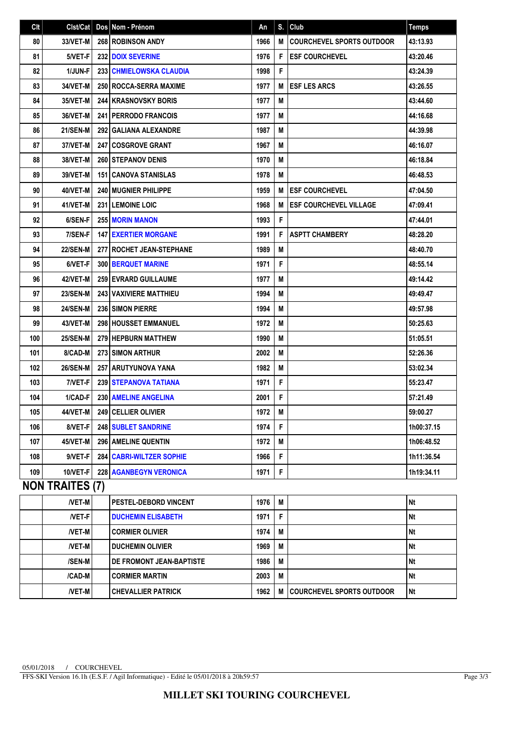| Clt | Clst/Cat | Dos | Nom - Prénom | An | S. | Club | Temps |
|---|---|---|---|---|---|---|---|
| 80 | 33/VET-M | 268 | ROBINSON ANDY | 1966 | M | COURCHEVEL SPORTS OUTDOOR | 43:13.93 |
| 81 | 5/VET-F | 232 | DOIX SEVERINE | 1976 | F | ESF COURCHEVEL | 43:20.46 |
| 82 | 1/JUN-F | 233 | CHMIELOWSKA CLAUDIA | 1998 | F | | 43:24.39 |
| 83 | 34/VET-M | 250 | ROCCA-SERRA MAXIME | 1977 | M | ESF LES ARCS | 43:26.55 |
| 84 | 35/VET-M | 244 | KRASNOVSKY BORIS | 1977 | M | | 43:44.60 |
| 85 | 36/VET-M | 241 | PERRODO FRANCOIS | 1977 | M | | 44:16.68 |
| 86 | 21/SEN-M | 292 | GALIANA ALEXANDRE | 1987 | M | | 44:39.98 |
| 87 | 37/VET-M | 247 | COSGROVE GRANT | 1967 | M | | 46:16.07 |
| 88 | 38/VET-M | 260 | STEPANOV DENIS | 1970 | M | | 46:18.84 |
| 89 | 39/VET-M | 151 | CANOVA STANISLAS | 1978 | M | | 46:48.53 |
| 90 | 40/VET-M | 240 | MUGNIER PHILIPPE | 1959 | M | ESF COURCHEVEL | 47:04.50 |
| 91 | 41/VET-M | 231 | LEMOINE LOIC | 1968 | M | ESF COURCHEVEL VILLAGE | 47:09.41 |
| 92 | 6/SEN-F | 255 | MORIN MANON | 1993 | F | | 47:44.01 |
| 93 | 7/SEN-F | 147 | EXERTIER MORGANE | 1991 | F | ASPTT CHAMBERY | 48:28.20 |
| 94 | 22/SEN-M | 277 | ROCHET JEAN-STEPHANE | 1989 | M | | 48:40.70 |
| 95 | 6/VET-F | 300 | BERQUET MARINE | 1971 | F | | 48:55.14 |
| 96 | 42/VET-M | 259 | EVRARD GUILLAUME | 1977 | M | | 49:14.42 |
| 97 | 23/SEN-M | 243 | VAXIVIERE MATTHIEU | 1994 | M | | 49:49.47 |
| 98 | 24/SEN-M | 236 | SIMON PIERRE | 1994 | M | | 49:57.98 |
| 99 | 43/VET-M | 298 | HOUSSET EMMANUEL | 1972 | M | | 50:25.63 |
| 100 | 25/SEN-M | 279 | HEPBURN MATTHEW | 1990 | M | | 51:05.51 |
| 101 | 8/CAD-M | 273 | SIMON ARTHUR | 2002 | M | | 52:26.36 |
| 102 | 26/SEN-M | 257 | ARUTYUNOVA YANA | 1982 | M | | 53:02.34 |
| 103 | 7/VET-F | 239 | STEPANOVA TATIANA | 1971 | F | | 55:23.47 |
| 104 | 1/CAD-F | 230 | AMELINE ANGELINA | 2001 | F | | 57:21.49 |
| 105 | 44/VET-M | 249 | CELLIER OLIVIER | 1972 | M | | 59:00.27 |
| 106 | 8/VET-F | 248 | SUBLET SANDRINE | 1974 | F | | 1h00:37.15 |
| 107 | 45/VET-M | 296 | AMELINE QUENTIN | 1972 | M | | 1h06:48.52 |
| 108 | 9/VET-F | 284 | CABRI-WILTZER SOPHIE | 1966 | F | | 1h11:36.54 |
| 109 | 10/VET-F | 228 | AGANBEGYN VERONICA | 1971 | F | | 1h19:34.11 |

## NON TRAITES (7)

| | | | | | | | |
|---|---|---|---|---|---|---|---|
| | /VET-M | | PESTEL-DEBORD VINCENT | 1976 | M | | Nt |
| | /VET-F | | DUCHEMIN ELISABETH | 1971 | F | | Nt |
| | /VET-M | | CORMIER OLIVIER | 1974 | M | | Nt |
| | /VET-M | | DUCHEMIN OLIVIER | 1969 | M | | Nt |
| | /SEN-M | | DE FROMONT JEAN-BAPTISTE | 1986 | M | | Nt |
| | /CAD-M | | CORMIER MARTIN | 2003 | M | | Nt |
| | /VET-M | | CHEVALLIER PATRICK | 1962 | M | COURCHEVEL SPORTS OUTDOOR | Nt |

05/01/2018 / COURCHEVEL

FFS-SKI Version 16.1h (E.S.F. / Agil Informatique) - Edité le 05/01/2018 à 20h59:57

**MILLET SKI TOURING COURCHEVEL**